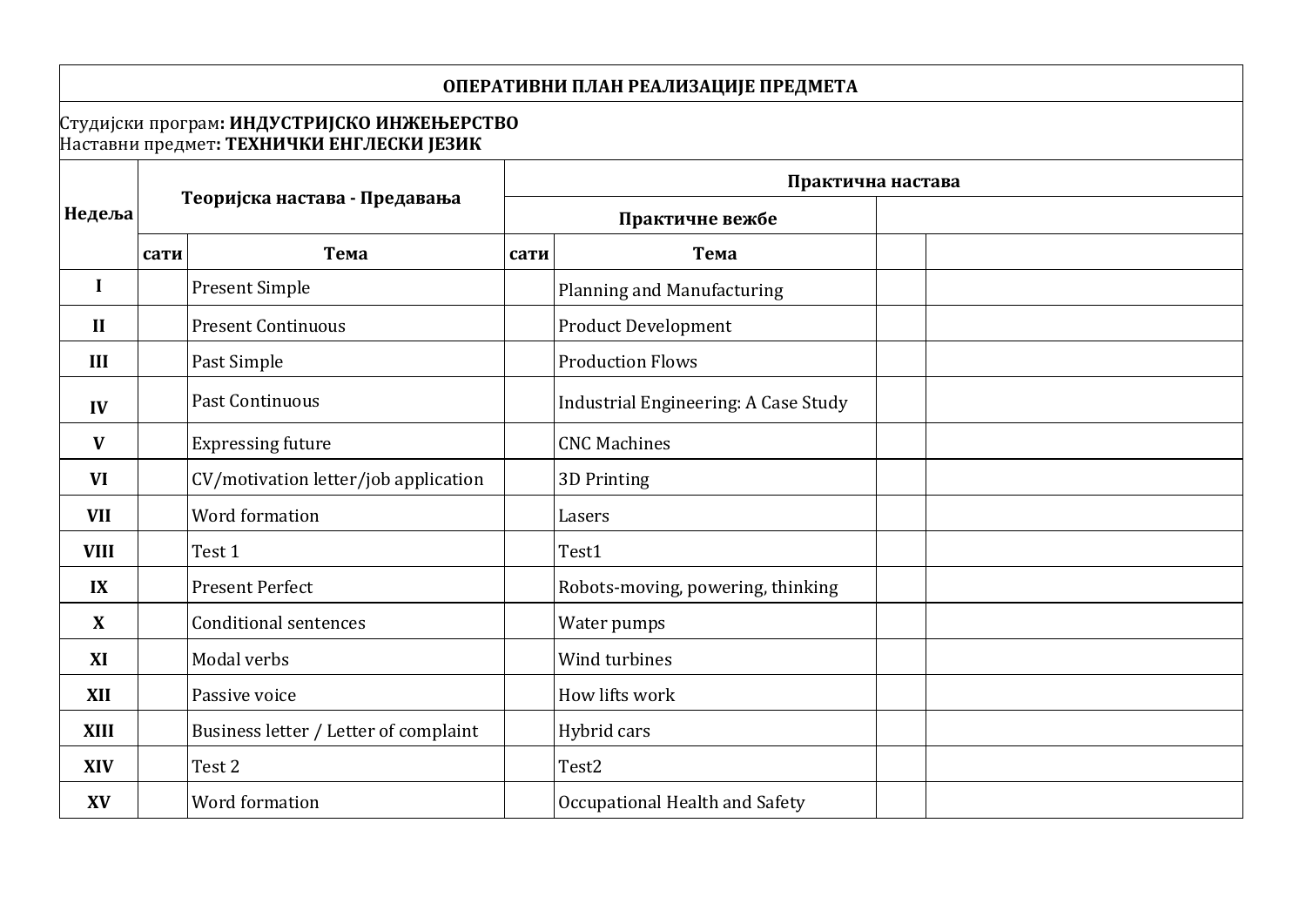# ОПЕРАТИВНИ ПЛАН РЕАЛИЗАЦИЈЕ ПРЕДМЕТА

Студијски програм**: ИНДУСТРИЈСКО ИНЖЕЊЕРСТВО**
Наставни предмет**: ТЕХНИЧКИ ЕНГЛЕСКИ ЈЕЗИК**

| Недеља | Теоријска настава - Предавања | | Практична настава | | | |
|---|---|---|---|---|---|---|
| | | | Практичне вежбе | | | |
| | **сати** | **Тема** | **сати** | **Тема** | | |
| **I** | | Present Simple | | Planning and Manufacturing | | |
| **II** | | Present Continuous | | Product Development | | |
| **III** | | Past Simple | | Production Flows | | |
| **IV** | | Past Continuous | | Industrial Engineering: A Case Study | | |
| **V** | | Expressing future | | CNC Machines | | |
| **VI** | | CV/motivation letter/job application | | 3D Printing | | |
| **VII** | | Word formation | | Lasers | | |
| **VIII** | | Test 1 | | Test1 | | |
| **IX** | | Present Perfect | | Robots-moving, powering, thinking | | |
| **X** | | Conditional sentences | | Water pumps | | |
| **XI** | | Modal verbs | | Wind turbines | | |
| **XII** | | Passive voice | | How lifts work | | |
| **XIII** | | Business letter / Letter of complaint | | Hybrid cars | | |
| **XIV** | | Test 2 | | Test2 | | |
| **XV** | | Word formation | | Occupational Health and Safety | | |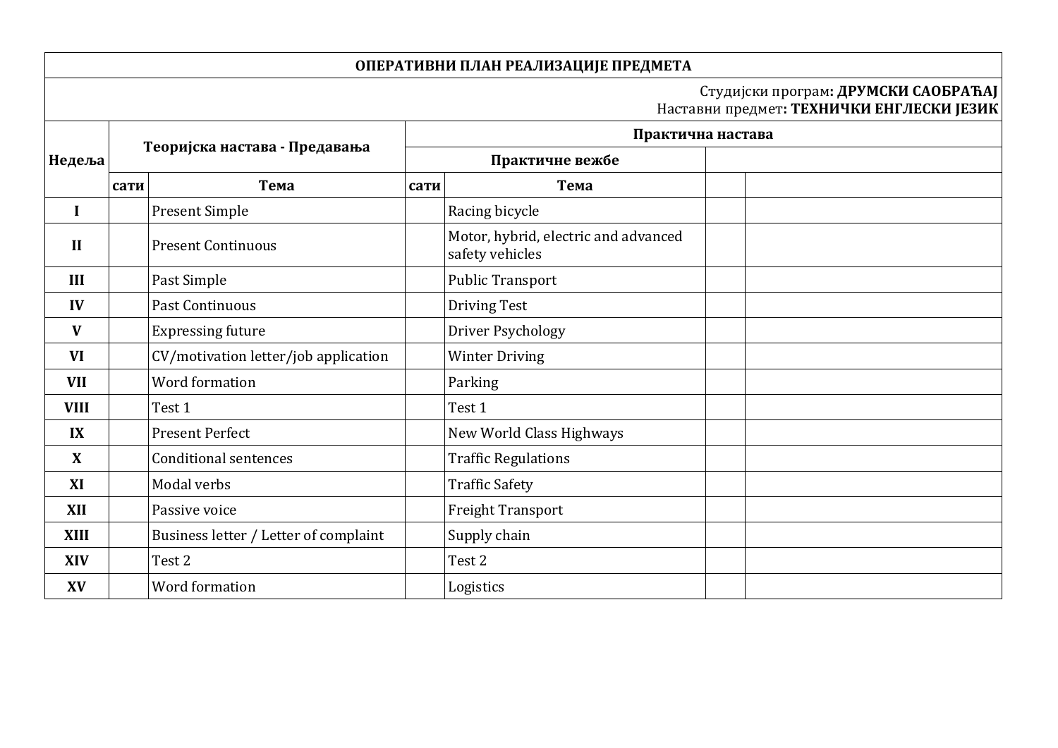| ОПЕРАТИВНИ ПЛАН РЕАЛИЗАЦИЈЕ ПРЕДМЕТА | | | | | | |
|---|---|---|---|---|---|---|
| Студијски програм: **ДРУМСКИ САОБРАЋАЈ**<br>Наставни предмет: **ТЕХНИЧКИ ЕНГЛЕСКИ ЈЕЗИК** | | | | | | |
| **Недеља** | **Теоријска настава - Предавања** | | **Практична настава** | | | |
| | | | **Практичне вежбе** | | | |
| | **сати** | **Тема** | **сати** | **Тема** | | |
| **I** | | Present Simple | | Racing bicycle | | |
| **II** | | Present Continuous | | Motor, hybrid, electric and advanced safety vehicles | | |
| **III** | | Past Simple | | Public Transport | | |
| **IV** | | Past Continuous | | Driving Test | | |
| **V** | | Expressing future | | Driver Psychology | | |
| **VI** | | CV/motivation letter/job application | | Winter Driving | | |
| **VII** | | Word formation | | Parking | | |
| **VIII** | | Test 1 | | Test 1 | | |
| **IX** | | Present Perfect | | New World Class Highways | | |
| **X** | | Conditional sentences | | Traffic Regulations | | |
| **XI** | | Modal verbs | | Traffic Safety | | |
| **XII** | | Passive voice | | Freight Transport | | |
| **XIII** | | Business letter / Letter of complaint | | Supply chain | | |
| **XIV** | | Test 2 | | Test 2 | | |
| **XV** | | Word formation | | Logistics | | |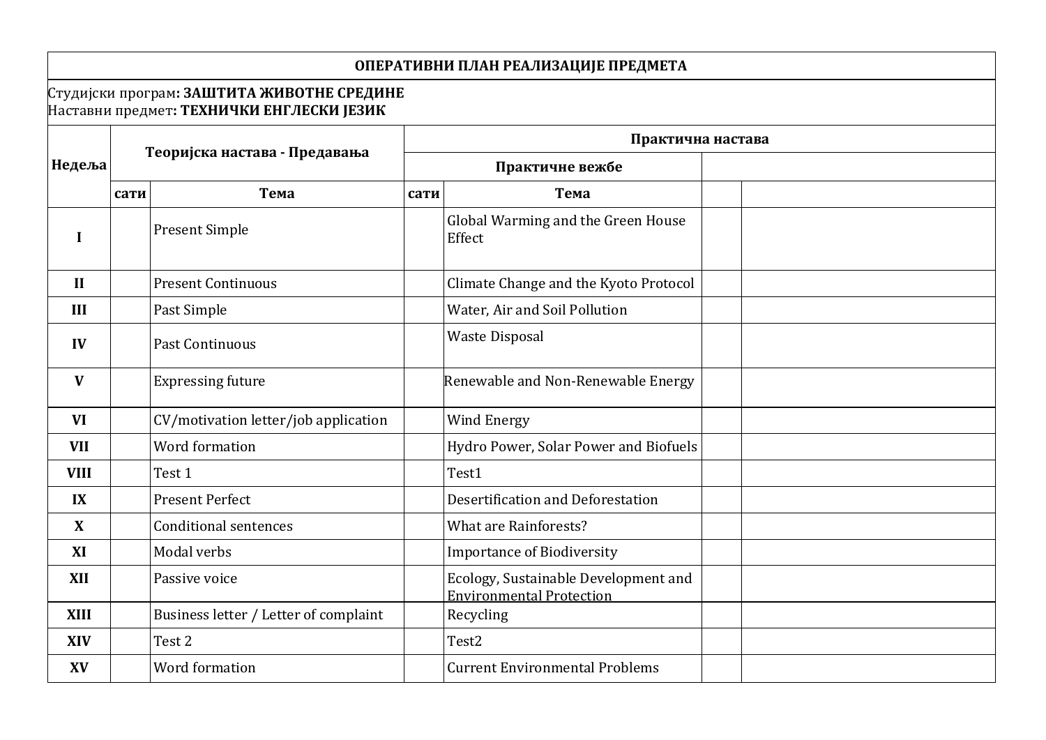**ОПЕРАТИВНИ ПЛАН РЕАЛИЗАЦИЈЕ ПРЕДМЕТА**

Студијски програм**: ЗАШТИТА ЖИВОТНЕ СРЕДИНЕ**
Наставни предмет**: ТЕХНИЧКИ ЕНГЛЕСКИ ЈЕЗИК**

| Недеља | Теоријска настава - Предавања | | Практична настава | | | |
|---|---|---|---|---|---|---|
| | | | Практичне вежбе | | | |
| | сати | Тема | сати | Тема | | |
| I | | Present Simple | | Global Warming and the Green House Effect | | |
| II | | Present Continuous | | Climate Change and the Kyoto Protocol | | |
| III | | Past Simple | | Water, Air and Soil Pollution | | |
| IV | | Past Continuous | | Waste Disposal | | |
| V | | Expressing future | | Renewable and Non-Renewable Energy | | |
| VI | | CV/motivation letter/job application | | Wind Energy | | |
| VII | | Word formation | | Hydro Power, Solar Power and Biofuels | | |
| VIII | | Test 1 | | Test1 | | |
| IX | | Present Perfect | | Desertification and Deforestation | | |
| X | | Conditional sentences | | What are Rainforests? | | |
| XI | | Modal verbs | | Importance of Biodiversity | | |
| XII | | Passive voice | | Ecology, Sustainable Development and Environmental Protection | | |
| XIII | | Business letter / Letter of complaint | | Recycling | | |
| XIV | | Test 2 | | Test2 | | |
| XV | | Word formation | | Current Environmental Problems | | |